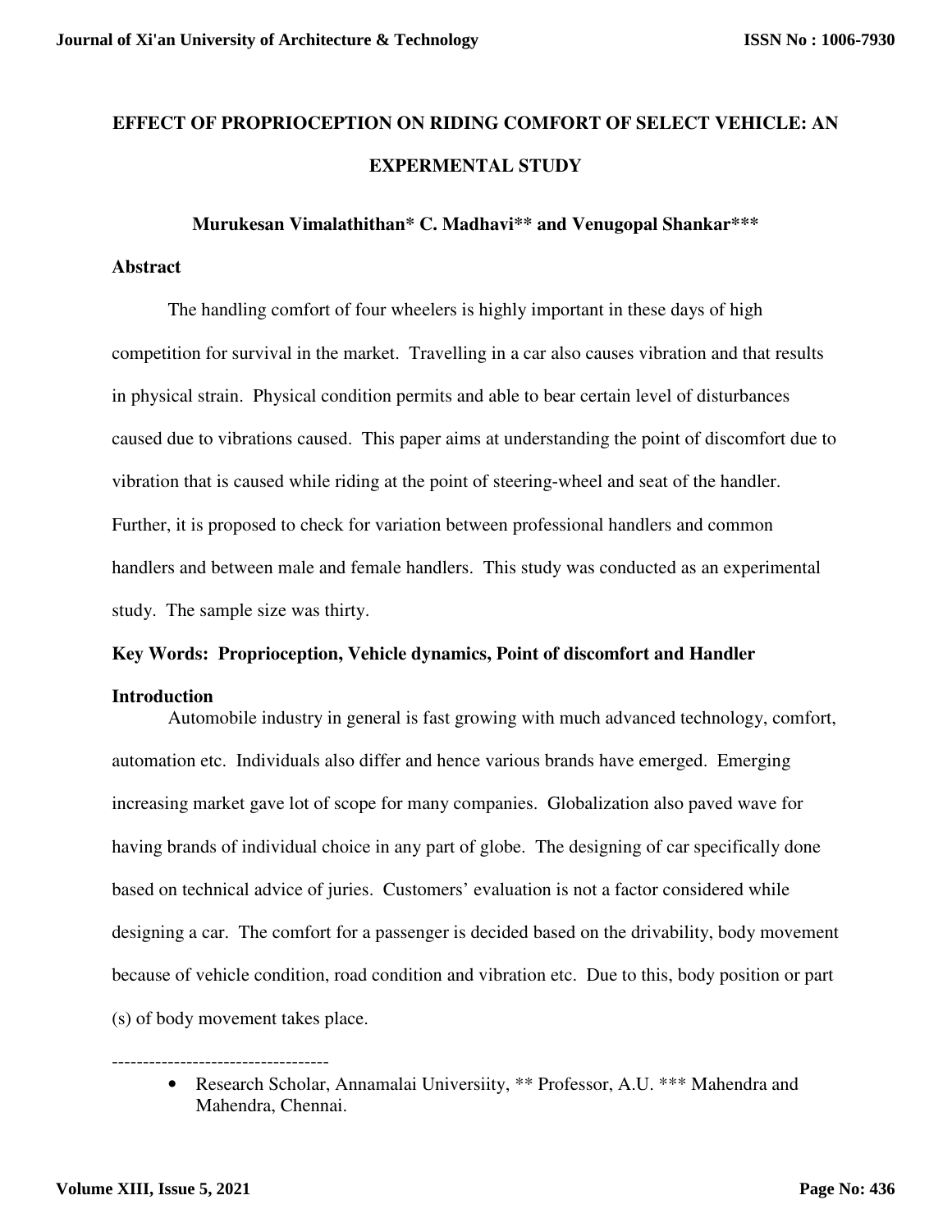# EFFECT OF PROPRIOCEPTION ON RIDING COMFORT OF SELECT VEHICLE: AN EXPERMENTAL STUDY

**Murukesan Vimalathithan\* C. Madhavi\*\* and Venugopal Shankar\*\*\***

## Abstract

The handling comfort of four wheelers is highly important in these days of high competition for survival in the market. Travelling in a car also causes vibration and that results in physical strain. Physical condition permits and able to bear certain level of disturbances caused due to vibrations caused. This paper aims at understanding the point of discomfort due to vibration that is caused while riding at the point of steering-wheel and seat of the handler. Further, it is proposed to check for variation between professional handlers and common handlers and between male and female handlers. This study was conducted as an experimental study. The sample size was thirty.

**Key Words: Proprioception, Vehicle dynamics, Point of discomfort and Handler**

## Introduction

Automobile industry in general is fast growing with much advanced technology, comfort, automation etc. Individuals also differ and hence various brands have emerged. Emerging increasing market gave lot of scope for many companies. Globalization also paved wave for having brands of individual choice in any part of globe. The designing of car specifically done based on technical advice of juries. Customers' evaluation is not a factor considered while designing a car. The comfort for a passenger is decided based on the drivability, body movement because of vehicle condition, road condition and vibration etc. Due to this, body position or part (s) of body movement takes place.

-----------------------------------

- Research Scholar, Annamalai Universiity, \*\* Professor, A.U. \*\*\* Mahendra and Mahendra, Chennai.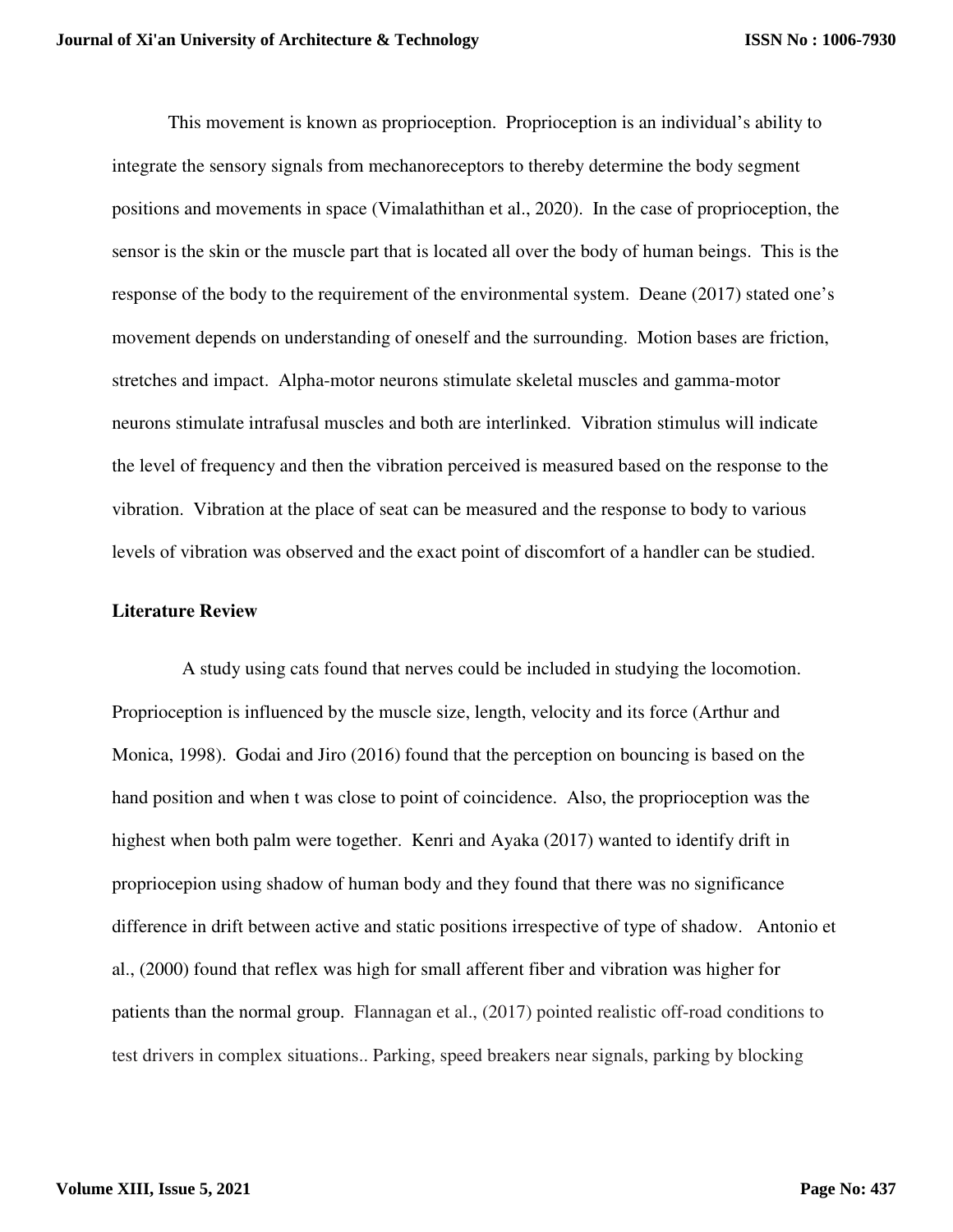This movement is known as proprioception. Proprioception is an individual's ability to integrate the sensory signals from mechanoreceptors to thereby determine the body segment positions and movements in space (Vimalathithan et al., 2020). In the case of proprioception, the sensor is the skin or the muscle part that is located all over the body of human beings. This is the response of the body to the requirement of the environmental system. Deane (2017) stated one's movement depends on understanding of oneself and the surrounding. Motion bases are friction, stretches and impact. Alpha-motor neurons stimulate skeletal muscles and gamma-motor neurons stimulate intrafusal muscles and both are interlinked. Vibration stimulus will indicate the level of frequency and then the vibration perceived is measured based on the response to the vibration. Vibration at the place of seat can be measured and the response to body to various levels of vibration was observed and the exact point of discomfort of a handler can be studied.

### Literature Review

A study using cats found that nerves could be included in studying the locomotion. Proprioception is influenced by the muscle size, length, velocity and its force (Arthur and Monica, 1998). Godai and Jiro (2016) found that the perception on bouncing is based on the hand position and when t was close to point of coincidence. Also, the proprioception was the highest when both palm were together. Kenri and Ayaka (2017) wanted to identify drift in propriocepion using shadow of human body and they found that there was no significance difference in drift between active and static positions irrespective of type of shadow. Antonio et al., (2000) found that reflex was high for small afferent fiber and vibration was higher for patients than the normal group. Flannagan et al., (2017) pointed realistic off-road conditions to test drivers in complex situations.. Parking, speed breakers near signals, parking by blocking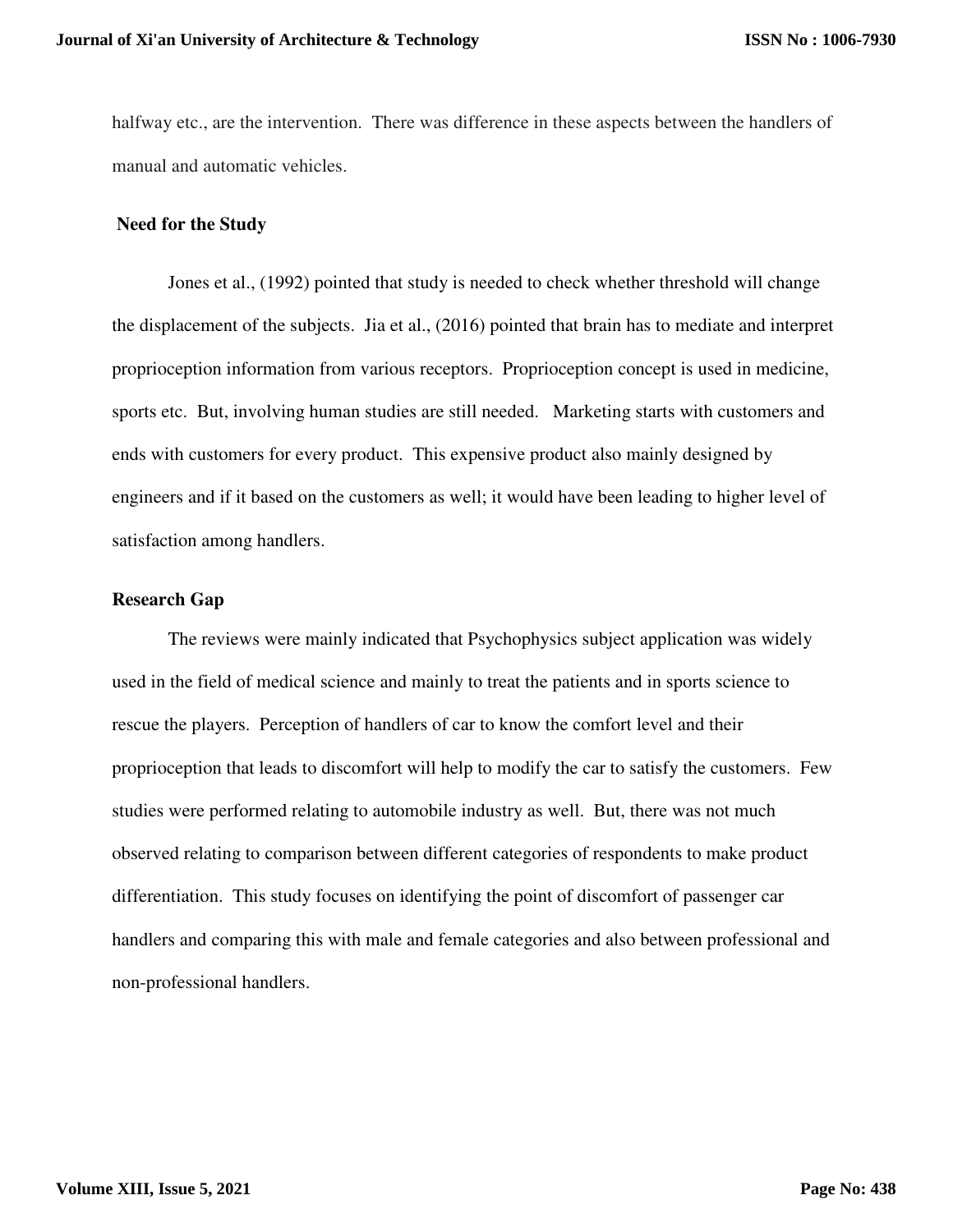halfway etc., are the intervention. There was difference in these aspects between the handlers of manual and automatic vehicles.

## Need for the Study

Jones et al., (1992) pointed that study is needed to check whether threshold will change the displacement of the subjects. Jia et al., (2016) pointed that brain has to mediate and interpret proprioception information from various receptors. Proprioception concept is used in medicine, sports etc. But, involving human studies are still needed. Marketing starts with customers and ends with customers for every product. This expensive product also mainly designed by engineers and if it based on the customers as well; it would have been leading to higher level of satisfaction among handlers.

## Research Gap

The reviews were mainly indicated that Psychophysics subject application was widely used in the field of medical science and mainly to treat the patients and in sports science to rescue the players. Perception of handlers of car to know the comfort level and their proprioception that leads to discomfort will help to modify the car to satisfy the customers. Few studies were performed relating to automobile industry as well. But, there was not much observed relating to comparison between different categories of respondents to make product differentiation. This study focuses on identifying the point of discomfort of passenger car handlers and comparing this with male and female categories and also between professional and non-professional handlers.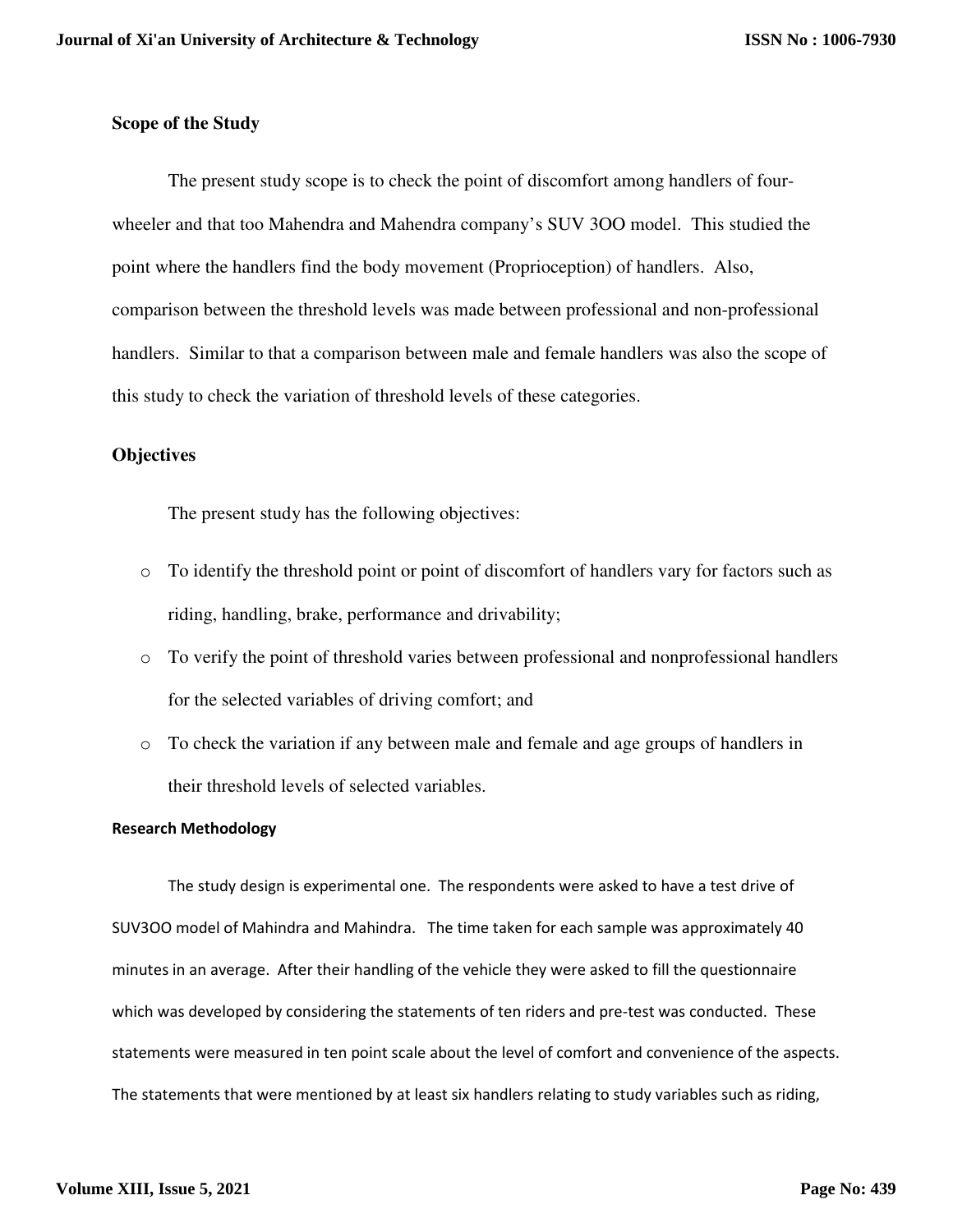## Scope of the Study

The present study scope is to check the point of discomfort among handlers of four-wheeler and that too Mahendra and Mahendra company's SUV 3OO model. This studied the point where the handlers find the body movement (Proprioception) of handlers. Also, comparison between the threshold levels was made between professional and non-professional handlers. Similar to that a comparison between male and female handlers was also the scope of this study to check the variation of threshold levels of these categories.

## Objectives

The present study has the following objectives:

- To identify the threshold point or point of discomfort of handlers vary for factors such as riding, handling, brake, performance and drivability;
- To verify the point of threshold varies between professional and nonprofessional handlers for the selected variables of driving comfort; and
- To check the variation if any between male and female and age groups of handlers in their threshold levels of selected variables.

### Research Methodology

The study design is experimental one. The respondents were asked to have a test drive of SUV3OO model of Mahindra and Mahindra. The time taken for each sample was approximately 40 minutes in an average. After their handling of the vehicle they were asked to fill the questionnaire which was developed by considering the statements of ten riders and pre-test was conducted. These statements were measured in ten point scale about the level of comfort and convenience of the aspects. The statements that were mentioned by at least six handlers relating to study variables such as riding,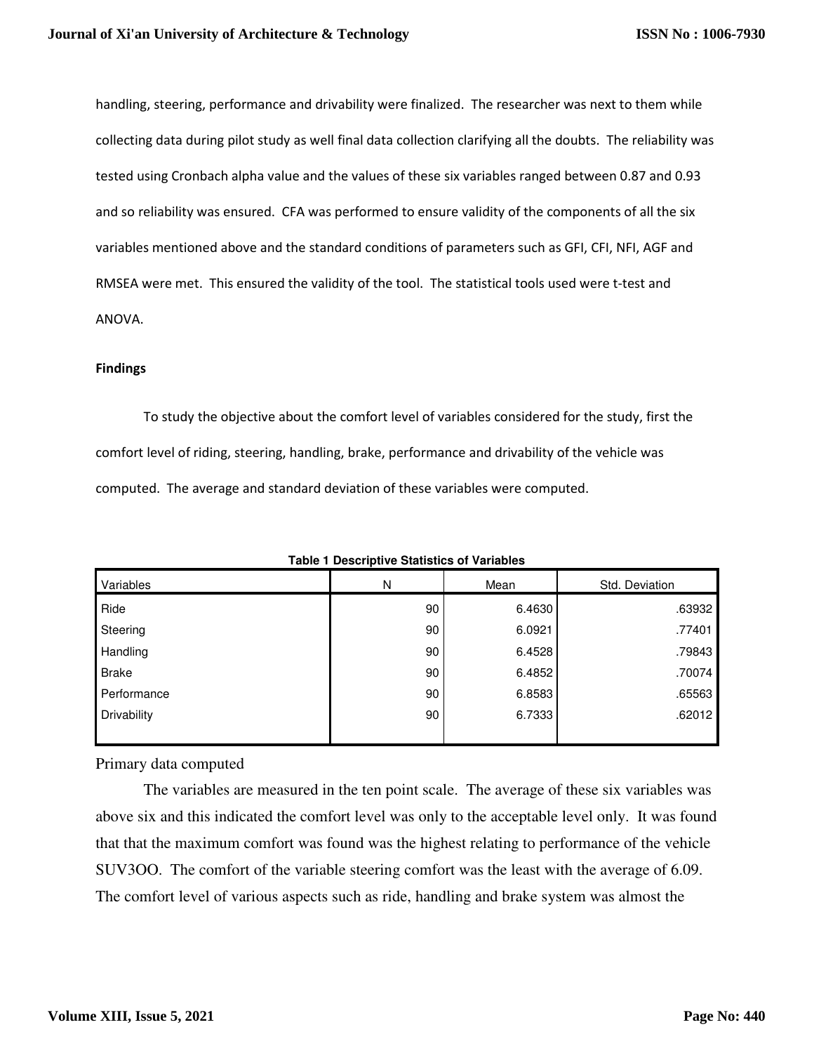handling, steering, performance and drivability were finalized. The researcher was next to them while collecting data during pilot study as well final data collection clarifying all the doubts. The reliability was tested using Cronbach alpha value and the values of these six variables ranged between 0.87 and 0.93 and so reliability was ensured. CFA was performed to ensure validity of the components of all the six variables mentioned above and the standard conditions of parameters such as GFI, CFI, NFI, AGF and RMSEA were met. This ensured the validity of the tool. The statistical tools used were t-test and ANOVA.

**Findings**

To study the objective about the comfort level of variables considered for the study, first the comfort level of riding, steering, handling, brake, performance and drivability of the vehicle was computed. The average and standard deviation of these variables were computed.

**Table 1 Descriptive Statistics of Variables**

| Variables | N | Mean | Std. Deviation |
|---|---|---|---|
| Ride | 90 | 6.4630 | .63932 |
| Steering | 90 | 6.0921 | .77401 |
| Handling | 90 | 6.4528 | .79843 |
| Brake | 90 | 6.4852 | .70074 |
| Performance | 90 | 6.8583 | .65563 |
| Drivability | 90 | 6.7333 | .62012 |

Primary data computed

The variables are measured in the ten point scale. The average of these six variables was above six and this indicated the comfort level was only to the acceptable level only. It was found that that the maximum comfort was found was the highest relating to performance of the vehicle SUV3OO. The comfort of the variable steering comfort was the least with the average of 6.09. The comfort level of various aspects such as ride, handling and brake system was almost the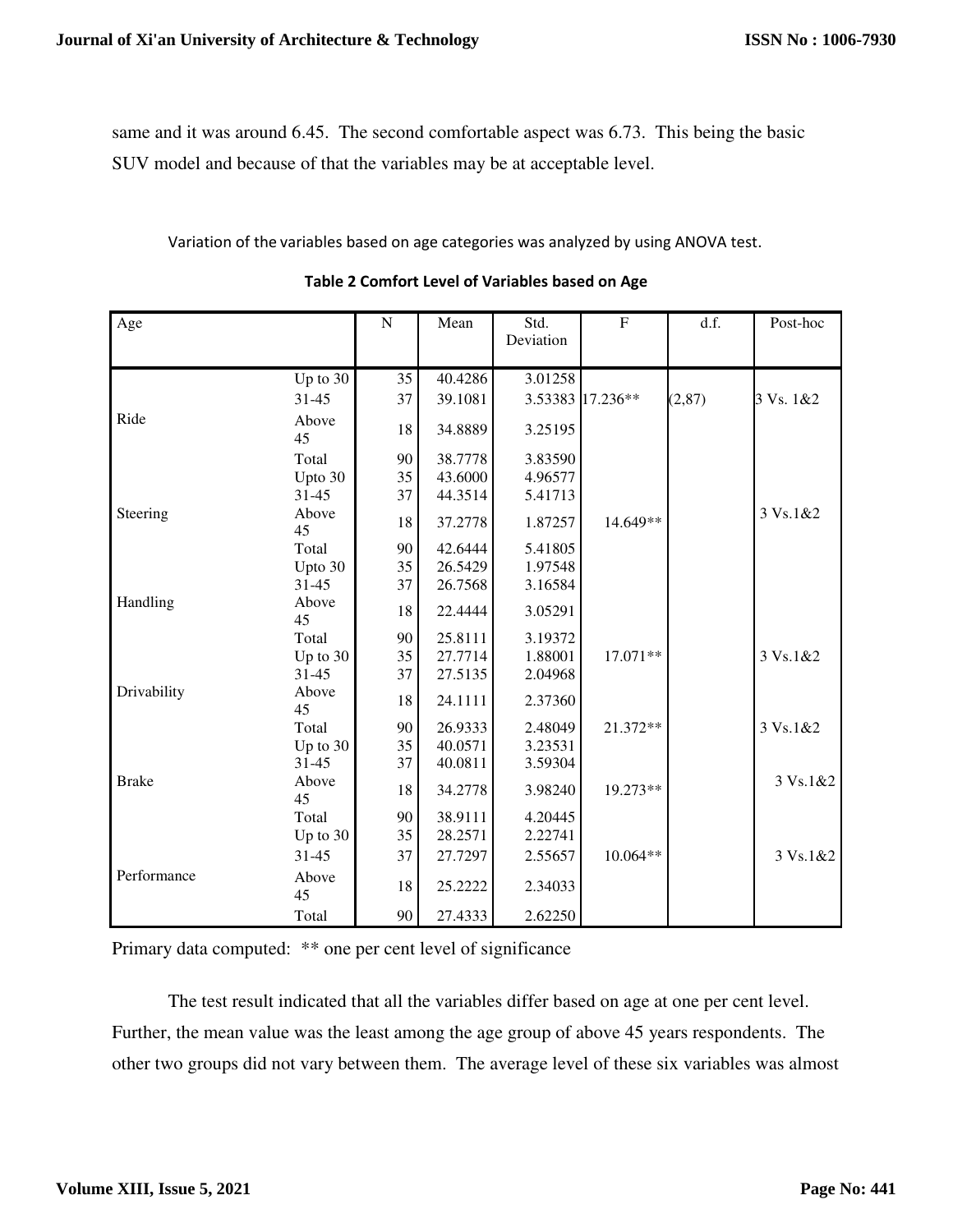same and it was around 6.45. The second comfortable aspect was 6.73. This being the basic SUV model and because of that the variables may be at acceptable level.

Variation of the variables based on age categories was analyzed by using ANOVA test.

**Table 2 Comfort Level of Variables based on Age**

| Age | | N | Mean | Std. Deviation | F | d.f. | Post-hoc |
|---|---|---|---|---|---|---|---|
| | Up to 30 | 35 | 40.4286 | 3.01258 | | | |
| | 31-45 | 37 | 39.1081 | 3.53383 | 17.236** | (2,87) | 3 Vs. 1&2 |
| Ride | Above 45 | 18 | 34.8889 | 3.25195 | | | |
| | Total | 90 | 38.7778 | 3.83590 | | | |
| | Upto 30 | 35 | 43.6000 | 4.96577 | | | |
| | 31-45 | 37 | 44.3514 | 5.41713 | | | |
| Steering | Above 45 | 18 | 37.2778 | 1.87257 | 14.649** | | 3 Vs.1&2 |
| | Total | 90 | 42.6444 | 5.41805 | | | |
| | Upto 30 | 35 | 26.5429 | 1.97548 | | | |
| | 31-45 | 37 | 26.7568 | 3.16584 | | | |
| Handling | Above 45 | 18 | 22.4444 | 3.05291 | | | |
| | Total | 90 | 25.8111 | 3.19372 | | | |
| | Up to 30 | 35 | 27.7714 | 1.88001 | 17.071** | | 3 Vs.1&2 |
| | 31-45 | 37 | 27.5135 | 2.04968 | | | |
| Drivability | Above 45 | 18 | 24.1111 | 2.37360 | | | |
| | Total | 90 | 26.9333 | 2.48049 | 21.372** | | 3 Vs.1&2 |
| | Up to 30 | 35 | 40.0571 | 3.23531 | | | |
| | 31-45 | 37 | 40.0811 | 3.59304 | | | |
| Brake | Above 45 | 18 | 34.2778 | 3.98240 | 19.273** | | 3 Vs.1&2 |
| | Total | 90 | 38.9111 | 4.20445 | | | |
| | Up to 30 | 35 | 28.2571 | 2.22741 | | | |
| | 31-45 | 37 | 27.7297 | 2.55657 | 10.064** | | 3 Vs.1&2 |
| Performance | Above 45 | 18 | 25.2222 | 2.34033 | | | |
| | Total | 90 | 27.4333 | 2.62250 | | | |

Primary data computed: ** one per cent level of significance

The test result indicated that all the variables differ based on age at one per cent level. Further, the mean value was the least among the age group of above 45 years respondents. The other two groups did not vary between them. The average level of these six variables was almost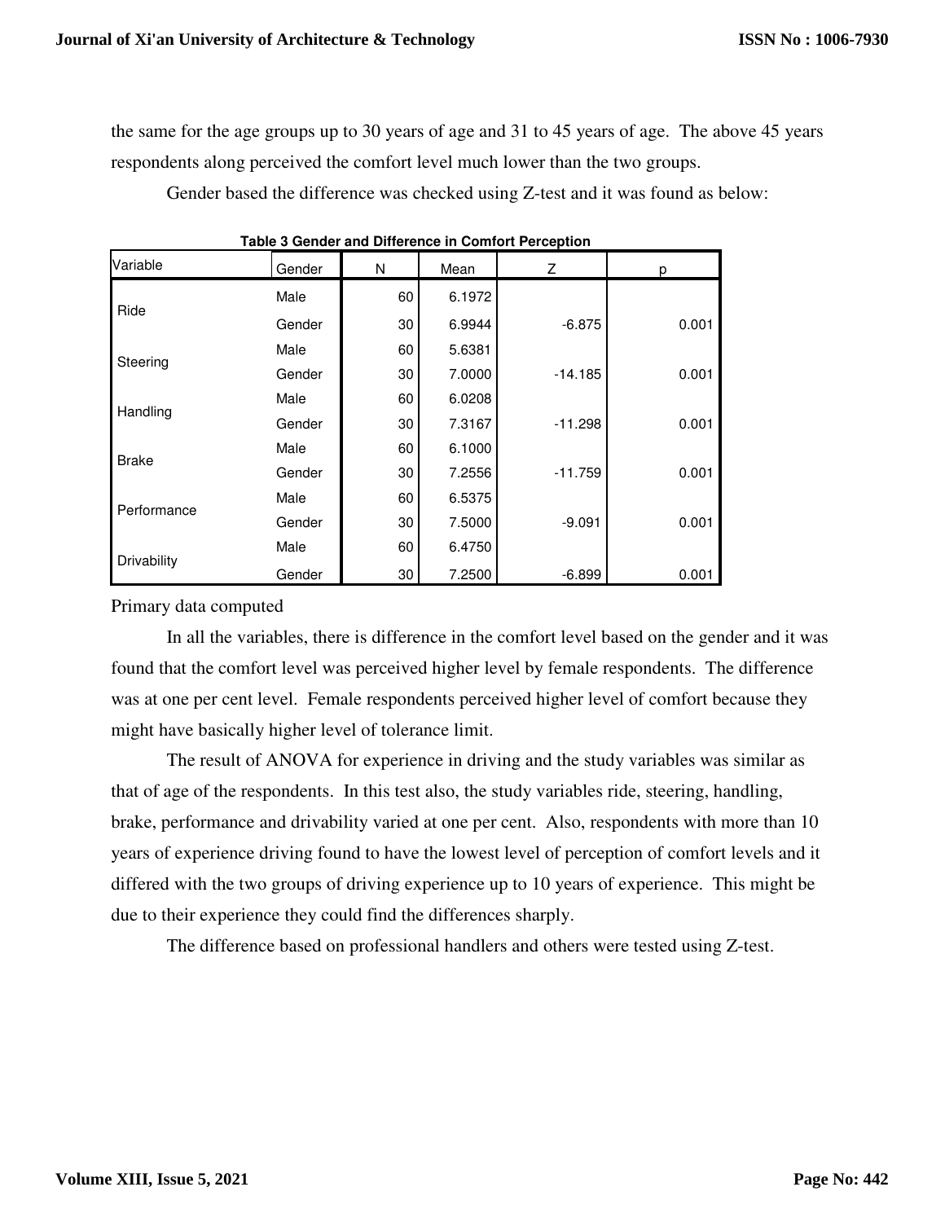the same for the age groups up to 30 years of age and 31 to 45 years of age. The above 45 years respondents along perceived the comfort level much lower than the two groups.

Gender based the difference was checked using Z-test and it was found as below:

**Table 3 Gender and Difference in Comfort Perception**

| Variable | Gender | N | Mean | Z | p |
|---|---|---|---|---|---|
| Ride | Male | 60 | 6.1972 | | |
| | Gender | 30 | 6.9944 | -6.875 | 0.001 |
| Steering | Male | 60 | 5.6381 | | |
| | Gender | 30 | 7.0000 | -14.185 | 0.001 |
| Handling | Male | 60 | 6.0208 | | |
| | Gender | 30 | 7.3167 | -11.298 | 0.001 |
| Brake | Male | 60 | 6.1000 | | |
| | Gender | 30 | 7.2556 | -11.759 | 0.001 |
| Performance | Male | 60 | 6.5375 | | |
| | Gender | 30 | 7.5000 | -9.091 | 0.001 |
| Drivability | Male | 60 | 6.4750 | | |
| | Gender | 30 | 7.2500 | -6.899 | 0.001 |

Primary data computed

In all the variables, there is difference in the comfort level based on the gender and it was found that the comfort level was perceived higher level by female respondents. The difference was at one per cent level. Female respondents perceived higher level of comfort because they might have basically higher level of tolerance limit.

The result of ANOVA for experience in driving and the study variables was similar as that of age of the respondents. In this test also, the study variables ride, steering, handling, brake, performance and drivability varied at one per cent. Also, respondents with more than 10 years of experience driving found to have the lowest level of perception of comfort levels and it differed with the two groups of driving experience up to 10 years of experience. This might be due to their experience they could find the differences sharply.

The difference based on professional handlers and others were tested using Z-test.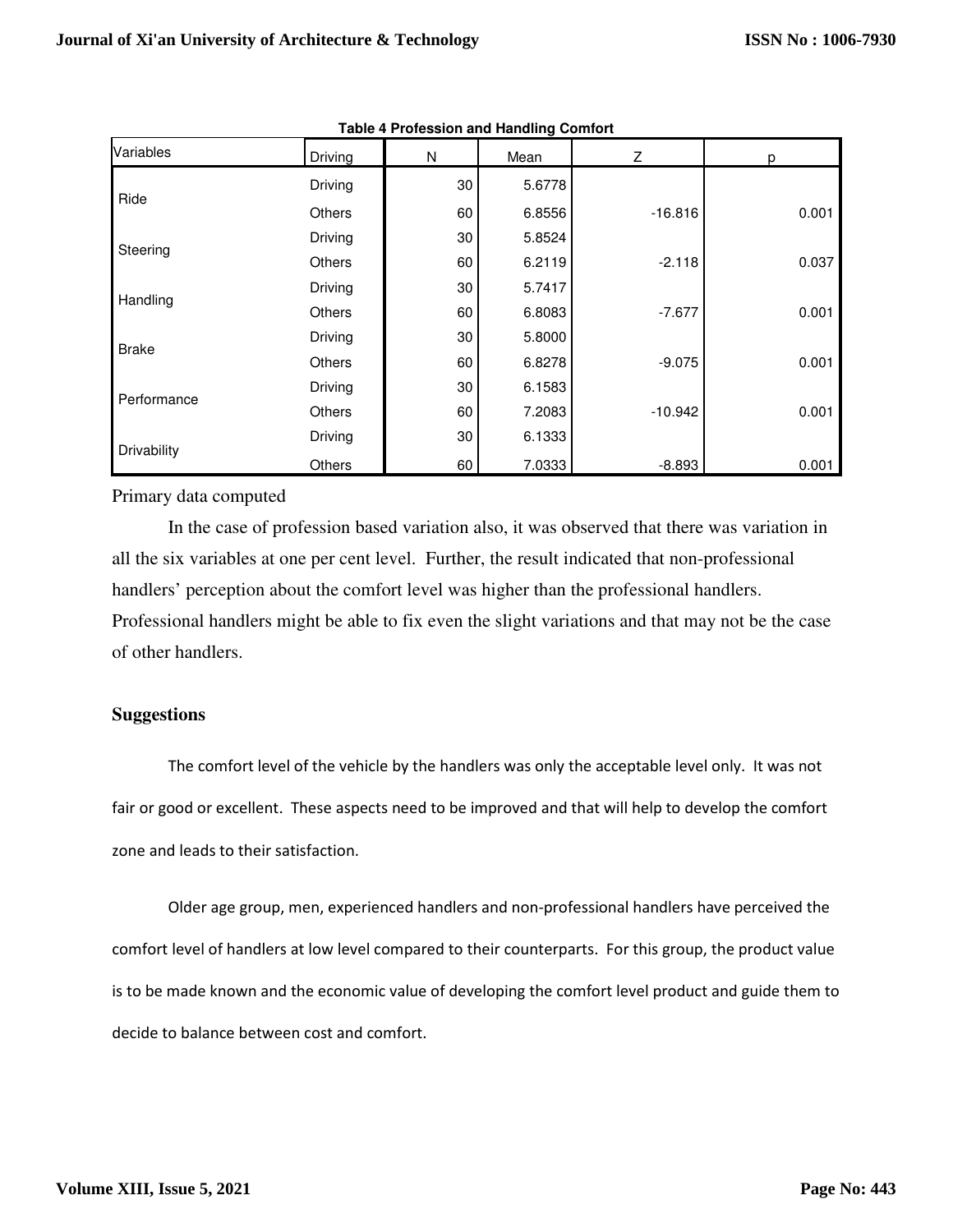**Table 4 Profession and Handling Comfort**

| Variables | Driving | N | Mean | Z | p |
|---|---|---|---|---|---|
| Ride | Driving | 30 | 5.6778 | | |
| | Others | 60 | 6.8556 | -16.816 | 0.001 |
| Steering | Driving | 30 | 5.8524 | | |
| | Others | 60 | 6.2119 | -2.118 | 0.037 |
| Handling | Driving | 30 | 5.7417 | | |
| | Others | 60 | 6.8083 | -7.677 | 0.001 |
| Brake | Driving | 30 | 5.8000 | | |
| | Others | 60 | 6.8278 | -9.075 | 0.001 |
| Performance | Driving | 30 | 6.1583 | | |
| | Others | 60 | 7.2083 | -10.942 | 0.001 |
| Drivability | Driving | 30 | 6.1333 | | |
| | Others | 60 | 7.0333 | -8.893 | 0.001 |

Primary data computed

In the case of profession based variation also, it was observed that there was variation in all the six variables at one per cent level. Further, the result indicated that non-professional handlers' perception about the comfort level was higher than the professional handlers. Professional handlers might be able to fix even the slight variations and that may not be the case of other handlers.

## Suggestions

The comfort level of the vehicle by the handlers was only the acceptable level only. It was not fair or good or excellent. These aspects need to be improved and that will help to develop the comfort zone and leads to their satisfaction.

Older age group, men, experienced handlers and non-professional handlers have perceived the comfort level of handlers at low level compared to their counterparts. For this group, the product value is to be made known and the economic value of developing the comfort level product and guide them to decide to balance between cost and comfort.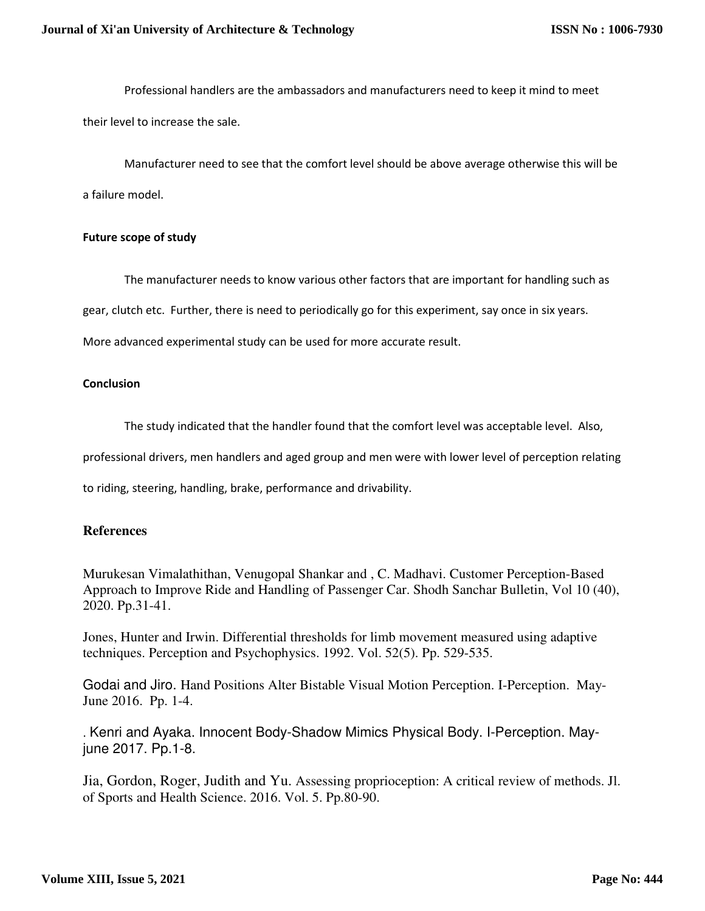Professional handlers are the ambassadors and manufacturers need to keep it mind to meet their level to increase the sale.

Manufacturer need to see that the comfort level should be above average otherwise this will be a failure model.

### Future scope of study

The manufacturer needs to know various other factors that are important for handling such as gear, clutch etc. Further, there is need to periodically go for this experiment, say once in six years. More advanced experimental study can be used for more accurate result.

### Conclusion

The study indicated that the handler found that the comfort level was acceptable level. Also, professional drivers, men handlers and aged group and men were with lower level of perception relating to riding, steering, handling, brake, performance and drivability.

## References

Murukesan Vimalathithan, Venugopal Shankar and , C. Madhavi. Customer Perception-Based Approach to Improve Ride and Handling of Passenger Car. Shodh Sanchar Bulletin, Vol 10 (40), 2020. Pp.31-41.

Jones, Hunter and Irwin. Differential thresholds for limb movement measured using adaptive techniques. Perception and Psychophysics. 1992. Vol. 52(5). Pp. 529-535.

Godai and Jiro. Hand Positions Alter Bistable Visual Motion Perception. I-Perception. May-June 2016. Pp. 1-4.

. Kenri and Ayaka. Innocent Body-Shadow Mimics Physical Body. I-Perception. May-june 2017. Pp.1-8.

Jia, Gordon, Roger, Judith and Yu. Assessing proprioception: A critical review of methods. Jl. of Sports and Health Science. 2016. Vol. 5. Pp.80-90.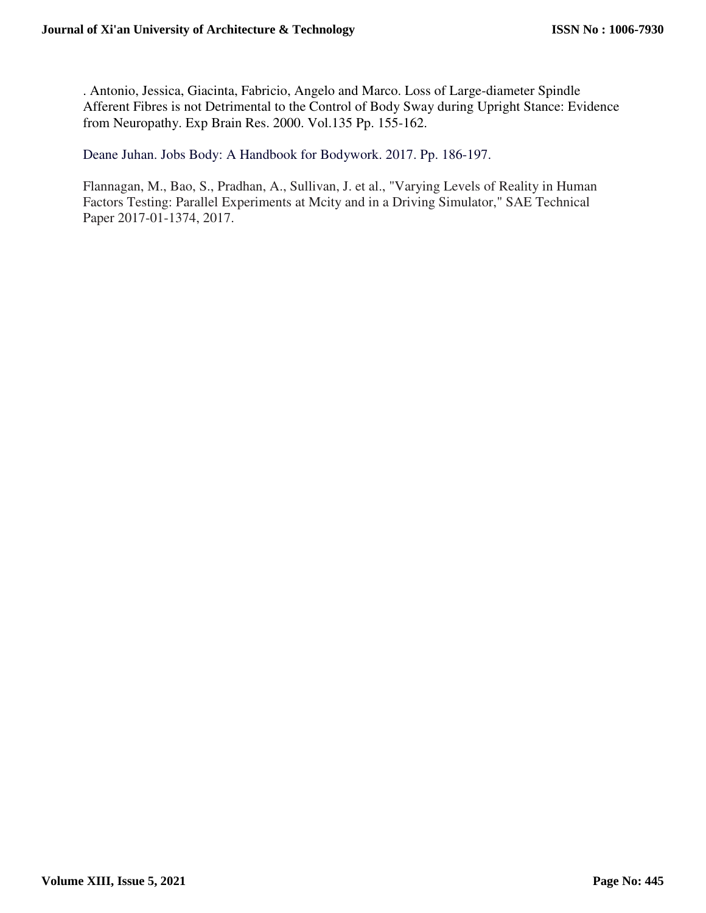. Antonio, Jessica, Giacinta, Fabricio, Angelo and Marco. Loss of Large-diameter Spindle Afferent Fibres is not Detrimental to the Control of Body Sway during Upright Stance: Evidence from Neuropathy. Exp Brain Res. 2000. Vol.135 Pp. 155-162.

Deane Juhan. Jobs Body: A Handbook for Bodywork. 2017. Pp. 186-197.

Flannagan, M., Bao, S., Pradhan, A., Sullivan, J. et al., "Varying Levels of Reality in Human Factors Testing: Parallel Experiments at Mcity and in a Driving Simulator," SAE Technical Paper 2017-01-1374, 2017.